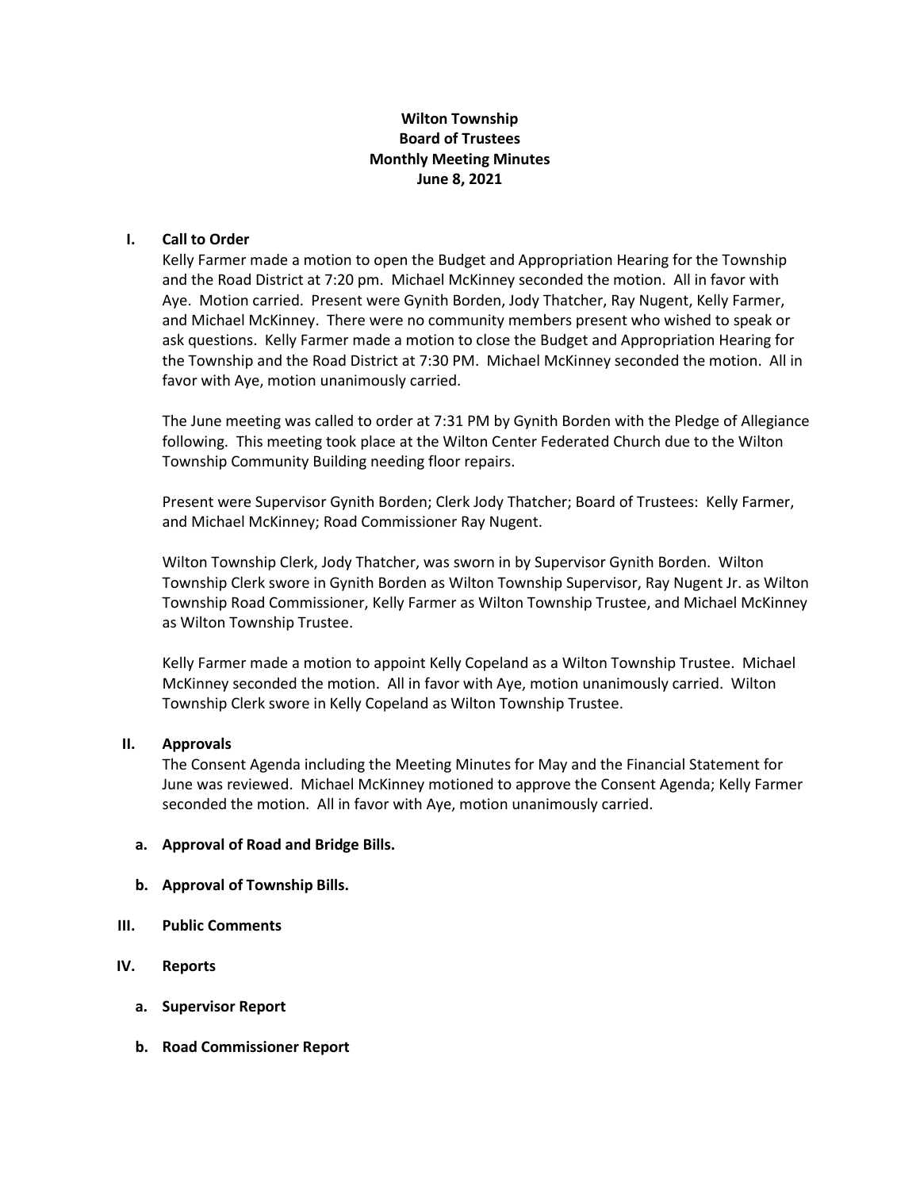**Wilton Township**
**Board of Trustees**
**Monthly Meeting Minutes**
**June 8, 2021**

## I. Call to Order

Kelly Farmer made a motion to open the Budget and Appropriation Hearing for the Township and the Road District at 7:20 pm. Michael McKinney seconded the motion. All in favor with Aye. Motion carried. Present were Gynith Borden, Jody Thatcher, Ray Nugent, Kelly Farmer, and Michael McKinney. There were no community members present who wished to speak or ask questions. Kelly Farmer made a motion to close the Budget and Appropriation Hearing for the Township and the Road District at 7:30 PM. Michael McKinney seconded the motion. All in favor with Aye, motion unanimously carried.

The June meeting was called to order at 7:31 PM by Gynith Borden with the Pledge of Allegiance following. This meeting took place at the Wilton Center Federated Church due to the Wilton Township Community Building needing floor repairs.

Present were Supervisor Gynith Borden; Clerk Jody Thatcher; Board of Trustees: Kelly Farmer, and Michael McKinney; Road Commissioner Ray Nugent.

Wilton Township Clerk, Jody Thatcher, was sworn in by Supervisor Gynith Borden. Wilton Township Clerk swore in Gynith Borden as Wilton Township Supervisor, Ray Nugent Jr. as Wilton Township Road Commissioner, Kelly Farmer as Wilton Township Trustee, and Michael McKinney as Wilton Township Trustee.

Kelly Farmer made a motion to appoint Kelly Copeland as a Wilton Township Trustee. Michael McKinney seconded the motion. All in favor with Aye, motion unanimously carried. Wilton Township Clerk swore in Kelly Copeland as Wilton Township Trustee.

## II. Approvals

The Consent Agenda including the Meeting Minutes for May and the Financial Statement for June was reviewed. Michael McKinney motioned to approve the Consent Agenda; Kelly Farmer seconded the motion. All in favor with Aye, motion unanimously carried.

### a. Approval of Road and Bridge Bills.

### b. Approval of Township Bills.

## III. Public Comments

## IV. Reports

### a. Supervisor Report

### b. Road Commissioner Report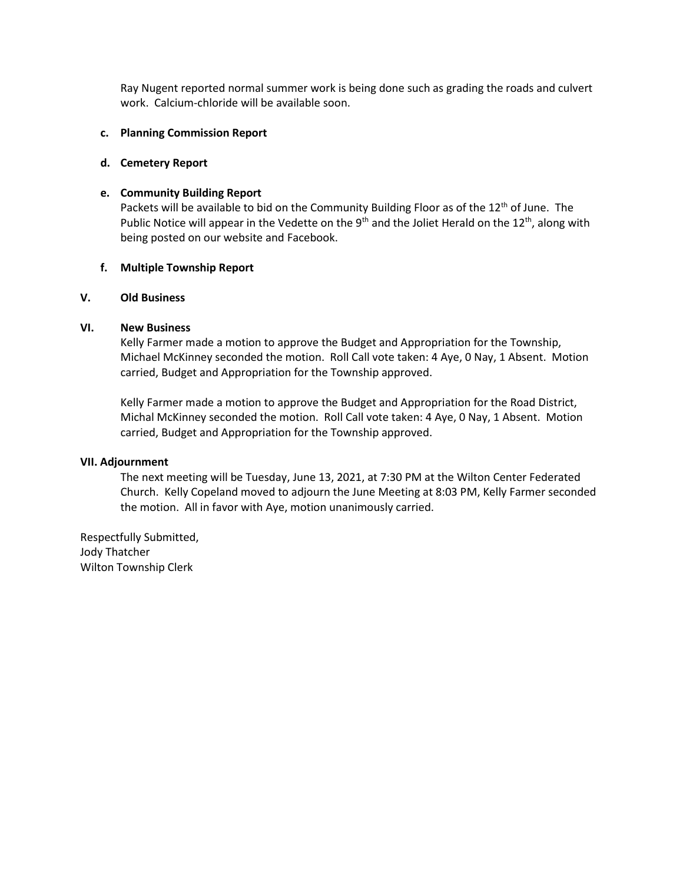Ray Nugent reported normal summer work is being done such as grading the roads and culvert work. Calcium-chloride will be available soon.

**c. Planning Commission Report**

**d. Cemetery Report**

**e. Community Building Report**

Packets will be available to bid on the Community Building Floor as of the 12th of June. The Public Notice will appear in the Vedette on the 9th and the Joliet Herald on the 12th, along with being posted on our website and Facebook.

**f. Multiple Township Report**

## V. Old Business

## VI. New Business

Kelly Farmer made a motion to approve the Budget and Appropriation for the Township, Michael McKinney seconded the motion. Roll Call vote taken: 4 Aye, 0 Nay, 1 Absent. Motion carried, Budget and Appropriation for the Township approved.

Kelly Farmer made a motion to approve the Budget and Appropriation for the Road District, Michal McKinney seconded the motion. Roll Call vote taken: 4 Aye, 0 Nay, 1 Absent. Motion carried, Budget and Appropriation for the Township approved.

## VII. Adjournment

The next meeting will be Tuesday, June 13, 2021, at 7:30 PM at the Wilton Center Federated Church. Kelly Copeland moved to adjourn the June Meeting at 8:03 PM, Kelly Farmer seconded the motion. All in favor with Aye, motion unanimously carried.

Respectfully Submitted,
Jody Thatcher
Wilton Township Clerk